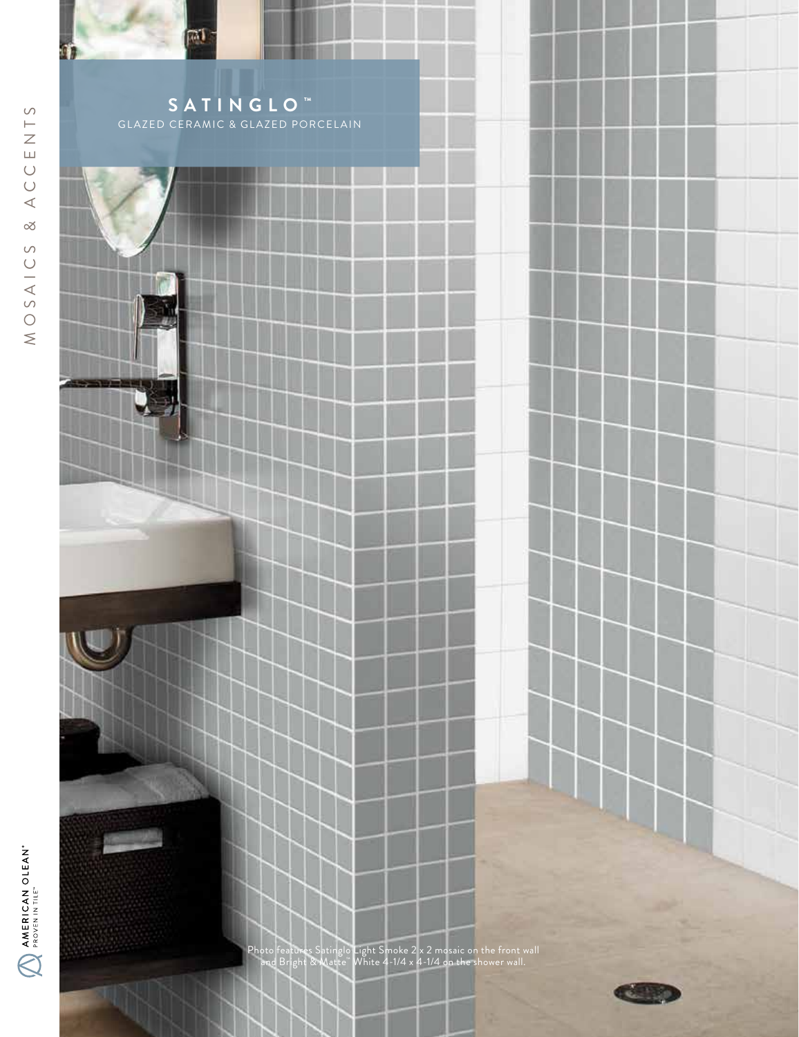# SATINGLO™

GLAZED CERAMIC & GLAZED PORCELAIN

Photo features Satinglo Light Smoke 2 x 2 mosaic on the front wall and Bright & Matte™ White 4-1/4 x 4-1/4 on the shower wall.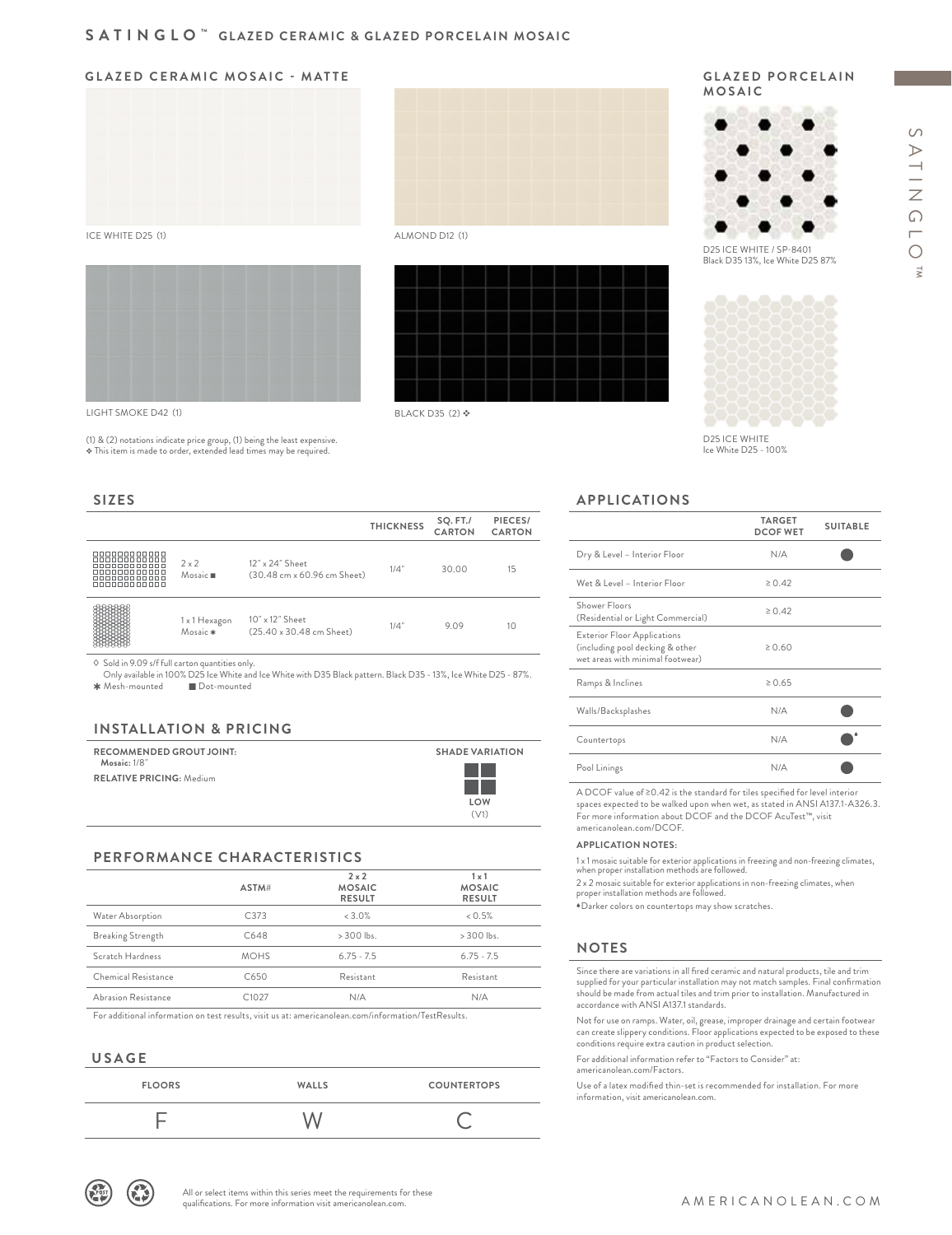# SATINGLO™ GLAZED CERAMIC & GLAZED PORCELAIN MOSAIC

## GLAZED CERAMIC MOSAIC - MATTE

ICE WHITE D25 (1)

ALMOND D12 (1)

LIGHT SMOKE D42 (1)

BLACK D35 (2) ❖

(1) & (2) notations indicate price group, (1) being the least expensive.
❖ This item is made to order, extended lead times may be required.

## GLAZED PORCELAIN MOSAIC

D25 ICE WHITE / SP-8401
Black D35 13%, Ice White D25 87%

D25 ICE WHITE
Ice White D25 - 100%

## SIZES

| | | | THICKNESS | SQ. FT./ CARTON | PIECES/ CARTON |
|---|---|---|---|---|---|
| | 2 x 2 Mosaic ■ | 12" x 24" Sheet (30.48 cm x 60.96 cm Sheet) | 1/4" | 30.00 | 15 |
| | 1 x 1 Hexagon Mosaic ✱ | 10" x 12" Sheet (25.40 x 30.48 cm Sheet) | 1/4" | 9.09 | 10 |

◊ Sold in 9.09 s/f full carton quantities only.
Only available in 100% D25 Ice White and Ice White with D35 Black pattern. Black D35 - 13%, Ice White D25 - 87%.
✱ Mesh-mounted ■ Dot-mounted

## INSTALLATION & PRICING

**RECOMMENDED GROUT JOINT:**
**Mosaic:** 1/8"

**RELATIVE PRICING:** Medium

**SHADE VARIATION**
LOW
(V1)

## PERFORMANCE CHARACTERISTICS

| | ASTM# | 2 x 2 MOSAIC RESULT | 1 x 1 MOSAIC RESULT |
|---|---|---|---|
| Water Absorption | C373 | < 3.0% | < 0.5% |
| Breaking Strength | C648 | > 300 lbs. | > 300 lbs. |
| Scratch Hardness | MOHS | 6.75 - 7.5 | 6.75 - 7.5 |
| Chemical Resistance | C650 | Resistant | Resistant |
| Abrasion Resistance | C1027 | N/A | N/A |

For additional information on test results, visit us at: americanolean.com/information/TestResults.

## USAGE

| FLOORS | WALLS | COUNTERTOPS |
|---|---|---|
| F | W | C |

## APPLICATIONS

| | TARGET DCOF WET | SUITABLE |
|---|---|---|
| Dry & Level – Interior Floor | N/A | ● |
| Wet & Level – Interior Floor | ≥ 0.42 | |
| Shower Floors (Residential or Light Commercial) | ≥ 0.42 | |
| Exterior Floor Applications (including pool decking & other wet areas with minimal footwear) | ≥ 0.60 | |
| Ramps & Inclines | ≥ 0.65 | |
| Walls/Backsplashes | N/A | ● |
| Countertops | N/A | ●♦ |
| Pool Linings | N/A | ● |

A DCOF value of ≥0.42 is the standard for tiles specified for level interior spaces expected to be walked upon when wet, as stated in ANSI A137.1-A326.3. For more information about DCOF and the DCOF AcuTest™, visit americanolean.com/DCOF.

**APPLICATION NOTES:**

1 x 1 mosaic suitable for exterior applications in freezing and non-freezing climates, when proper installation methods are followed.

2 x 2 mosaic suitable for exterior applications in non-freezing climates, when proper installation methods are followed.

♦Darker colors on countertops may show scratches.

## NOTES

Since there are variations in all fired ceramic and natural products, tile and trim supplied for your particular installation may not match samples. Final confirmation should be made from actual tiles and trim prior to installation. Manufactured in accordance with ANSI A137.1 standards.

Not for use on ramps. Water, oil, grease, improper drainage and certain footwear can create slippery conditions. Floor applications expected to be exposed to these conditions require extra caution in product selection.

For additional information refer to "Factors to Consider" at: americanolean.com/Factors.

Use of a latex modified thin-set is recommended for installation. For more information, visit americanolean.com.

All or select items within this series meet the requirements for these qualifications. For more information visit americanolean.com.